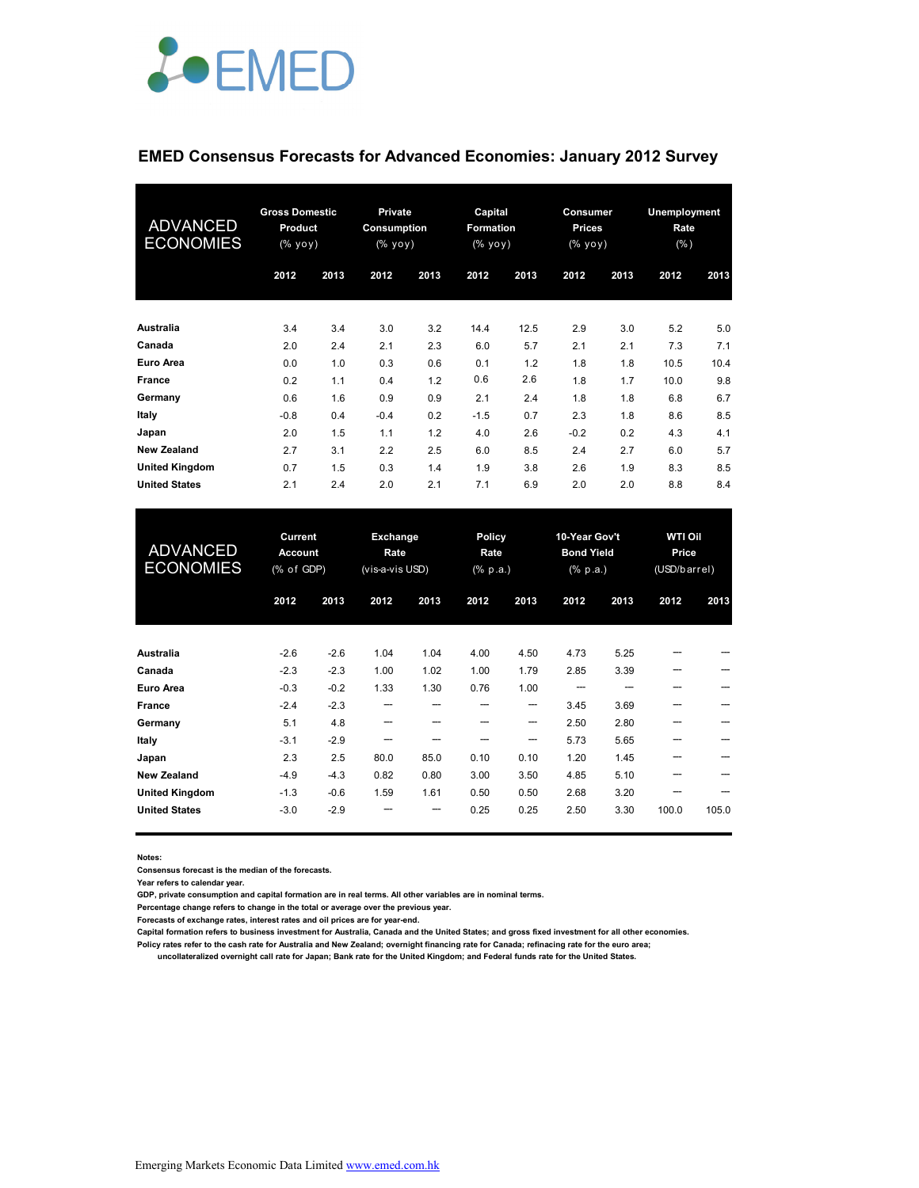EMED

## EMED Consensus Forecasts for Advanced Economies: January 2012 Survey

| ADVANCED ECONOMIES | Gross Domestic Product (% yoy) | | Private Consumption (% yoy) | | Capital Formation (% yoy) | | Consumer Prices (% yoy) | | Unemployment Rate (%) | |
|---|---|---|---|---|---|---|---|---|---|---|
| | 2012 | 2013 | 2012 | 2013 | 2012 | 2013 | 2012 | 2013 | 2012 | 2013 |
| **Australia** | 3.4 | 3.4 | 3.0 | 3.2 | 14.4 | 12.5 | 2.9 | 3.0 | 5.2 | 5.0 |
| **Canada** | 2.0 | 2.4 | 2.1 | 2.3 | 6.0 | 5.7 | 2.1 | 2.1 | 7.3 | 7.1 |
| **Euro Area** | 0.0 | 1.0 | 0.3 | 0.6 | 0.1 | 1.2 | 1.8 | 1.8 | 10.5 | 10.4 |
| **France** | 0.2 | 1.1 | 0.4 | 1.2 | 0.6 | 2.6 | 1.8 | 1.7 | 10.0 | 9.8 |
| **Germany** | 0.6 | 1.6 | 0.9 | 0.9 | 2.1 | 2.4 | 1.8 | 1.8 | 6.8 | 6.7 |
| **Italy** | -0.8 | 0.4 | -0.4 | 0.2 | -1.5 | 0.7 | 2.3 | 1.8 | 8.6 | 8.5 |
| **Japan** | 2.0 | 1.5 | 1.1 | 1.2 | 4.0 | 2.6 | -0.2 | 0.2 | 4.3 | 4.1 |
| **New Zealand** | 2.7 | 3.1 | 2.2 | 2.5 | 6.0 | 8.5 | 2.4 | 2.7 | 6.0 | 5.7 |
| **United Kingdom** | 0.7 | 1.5 | 0.3 | 1.4 | 1.9 | 3.8 | 2.6 | 1.9 | 8.3 | 8.5 |
| **United States** | 2.1 | 2.4 | 2.0 | 2.1 | 7.1 | 6.9 | 2.0 | 2.0 | 8.8 | 8.4 |

| ADVANCED ECONOMIES | Current Account (% of GDP) | | Exchange Rate (vis-a-vis USD) | | Policy Rate (% p.a.) | | 10-Year Gov't Bond Yield (% p.a.) | | WTI Oil Price (USD/barrel) | |
|---|---|---|---|---|---|---|---|---|---|---|
| | 2012 | 2013 | 2012 | 2013 | 2012 | 2013 | 2012 | 2013 | 2012 | 2013 |
| **Australia** | -2.6 | -2.6 | 1.04 | 1.04 | 4.00 | 4.50 | 4.73 | 5.25 | --- | --- |
| **Canada** | -2.3 | -2.3 | 1.00 | 1.02 | 1.00 | 1.79 | 2.85 | 3.39 | --- | --- |
| **Euro Area** | -0.3 | -0.2 | 1.33 | 1.30 | 0.76 | 1.00 | --- | --- | --- | --- |
| **France** | -2.4 | -2.3 | --- | --- | --- | --- | 3.45 | 3.69 | --- | --- |
| **Germany** | 5.1 | 4.8 | --- | --- | --- | --- | 2.50 | 2.80 | --- | --- |
| **Italy** | -3.1 | -2.9 | --- | --- | --- | --- | 5.73 | 5.65 | --- | --- |
| **Japan** | 2.3 | 2.5 | 80.0 | 85.0 | 0.10 | 0.10 | 1.20 | 1.45 | --- | --- |
| **New Zealand** | -4.9 | -4.3 | 0.82 | 0.80 | 3.00 | 3.50 | 4.85 | 5.10 | --- | --- |
| **United Kingdom** | -1.3 | -0.6 | 1.59 | 1.61 | 0.50 | 0.50 | 2.68 | 3.20 | --- | --- |
| **United States** | -3.0 | -2.9 | --- | --- | 0.25 | 0.25 | 2.50 | 3.30 | 100.0 | 105.0 |

**Notes:**

Consensus forecast is the median of the forecasts.

Year refers to calendar year.

GDP, private consumption and capital formation are in real terms. All other variables are in nominal terms.

Percentage change refers to change in the total or average over the previous year.

Forecasts of exchange rates, interest rates and oil prices are for year-end.

Capital formation refers to business investment for Australia, Canada and the United States; and gross fixed investment for all other economies.

Policy rates refer to the cash rate for Australia and New Zealand; overnight financing rate for Canada; refinacing rate for the euro area; uncollateralized overnight call rate for Japan; Bank rate for the United Kingdom; and Federal funds rate for the United States.

Emerging Markets Economic Data Limited www.emed.com.hk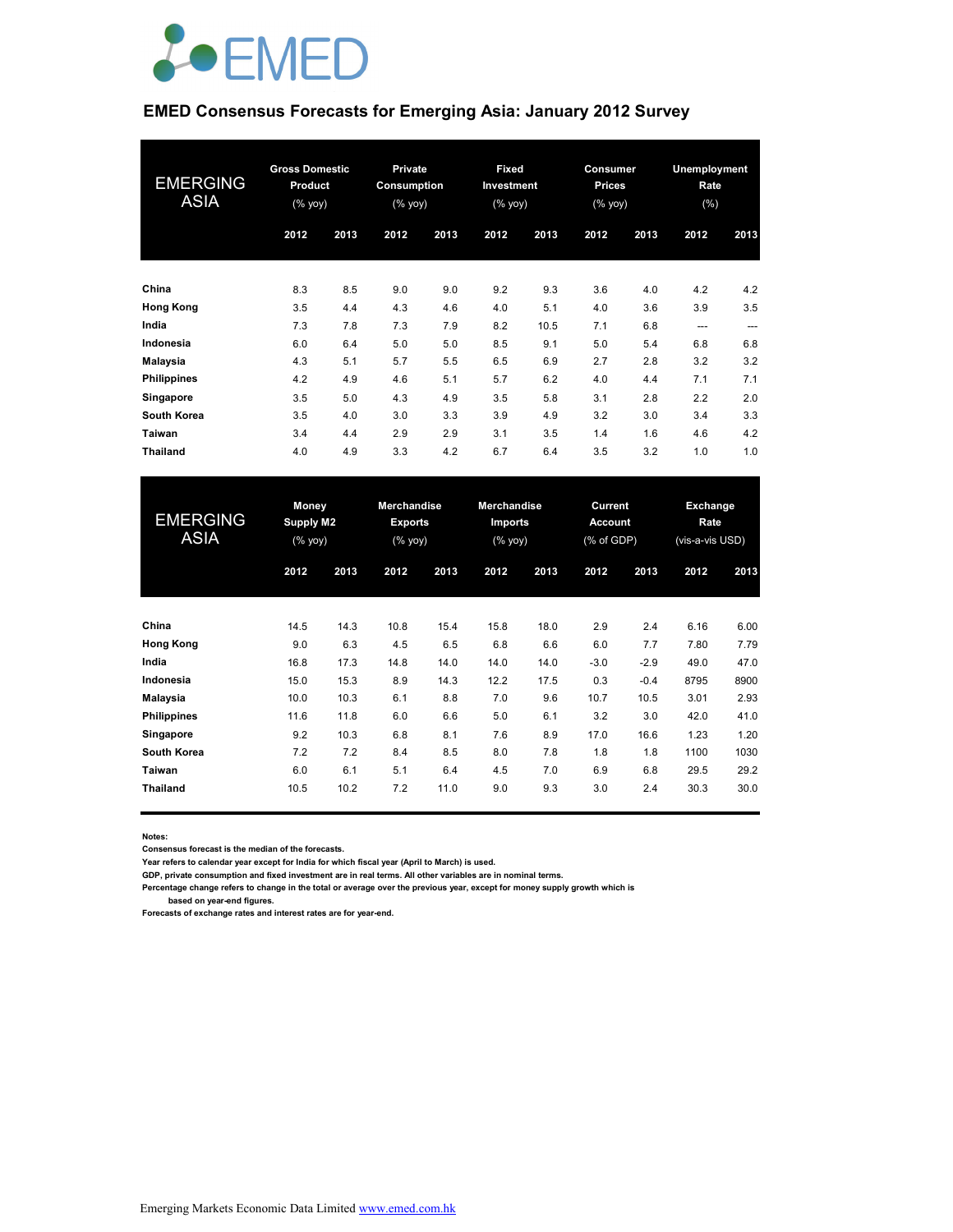# EMED Consensus Forecasts for Emerging Asia: January 2012 Survey

| EMERGING ASIA | Gross Domestic Product (% yoy) | | Private Consumption (% yoy) | | Fixed Investment (% yoy) | | Consumer Prices (% yoy) | | Unemployment Rate (%) | |
|---|---|---|---|---|---|---|---|---|---|---|
| | 2012 | 2013 | 2012 | 2013 | 2012 | 2013 | 2012 | 2013 | 2012 | 2013 |
| **China** | 8.3 | 8.5 | 9.0 | 9.0 | 9.2 | 9.3 | 3.6 | 4.0 | 4.2 | 4.2 |
| **Hong Kong** | 3.5 | 4.4 | 4.3 | 4.6 | 4.0 | 5.1 | 4.0 | 3.6 | 3.9 | 3.5 |
| **India** | 7.3 | 7.8 | 7.3 | 7.9 | 8.2 | 10.5 | 7.1 | 6.8 | --- | --- |
| **Indonesia** | 6.0 | 6.4 | 5.0 | 5.0 | 8.5 | 9.1 | 5.0 | 5.4 | 6.8 | 6.8 |
| **Malaysia** | 4.3 | 5.1 | 5.7 | 5.5 | 6.5 | 6.9 | 2.7 | 2.8 | 3.2 | 3.2 |
| **Philippines** | 4.2 | 4.9 | 4.6 | 5.1 | 5.7 | 6.2 | 4.0 | 4.4 | 7.1 | 7.1 |
| **Singapore** | 3.5 | 5.0 | 4.3 | 4.9 | 3.5 | 5.8 | 3.1 | 2.8 | 2.2 | 2.0 |
| **South Korea** | 3.5 | 4.0 | 3.0 | 3.3 | 3.9 | 4.9 | 3.2 | 3.0 | 3.4 | 3.3 |
| **Taiwan** | 3.4 | 4.4 | 2.9 | 2.9 | 3.1 | 3.5 | 1.4 | 1.6 | 4.6 | 4.2 |
| **Thailand** | 4.0 | 4.9 | 3.3 | 4.2 | 6.7 | 6.4 | 3.5 | 3.2 | 1.0 | 1.0 |

| EMERGING ASIA | Money Supply M2 (% yoy) | | Merchandise Exports (% yoy) | | Merchandise Imports (% yoy) | | Current Account (% of GDP) | | Exchange Rate (vis-a-vis USD) | |
|---|---|---|---|---|---|---|---|---|---|---|
| | 2012 | 2013 | 2012 | 2013 | 2012 | 2013 | 2012 | 2013 | 2012 | 2013 |
| **China** | 14.5 | 14.3 | 10.8 | 15.4 | 15.8 | 18.0 | 2.9 | 2.4 | 6.16 | 6.00 |
| **Hong Kong** | 9.0 | 6.3 | 4.5 | 6.5 | 6.8 | 6.6 | 6.0 | 7.7 | 7.80 | 7.79 |
| **India** | 16.8 | 17.3 | 14.8 | 14.0 | 14.0 | 14.0 | -3.0 | -2.9 | 49.0 | 47.0 |
| **Indonesia** | 15.0 | 15.3 | 8.9 | 14.3 | 12.2 | 17.5 | 0.3 | -0.4 | 8795 | 8900 |
| **Malaysia** | 10.0 | 10.3 | 6.1 | 8.8 | 7.0 | 9.6 | 10.7 | 10.5 | 3.01 | 2.93 |
| **Philippines** | 11.6 | 11.8 | 6.0 | 6.6 | 5.0 | 6.1 | 3.2 | 3.0 | 42.0 | 41.0 |
| **Singapore** | 9.2 | 10.3 | 6.8 | 8.1 | 7.6 | 8.9 | 17.0 | 16.6 | 1.23 | 1.20 |
| **South Korea** | 7.2 | 7.2 | 8.4 | 8.5 | 8.0 | 7.8 | 1.8 | 1.8 | 1100 | 1030 |
| **Taiwan** | 6.0 | 6.1 | 5.1 | 6.4 | 4.5 | 7.0 | 6.9 | 6.8 | 29.5 | 29.2 |
| **Thailand** | 10.5 | 10.2 | 7.2 | 11.0 | 9.0 | 9.3 | 3.0 | 2.4 | 30.3 | 30.0 |

**Notes:**
**Consensus forecast is the median of the forecasts.**
**Year refers to calendar year except for India for which fiscal year (April to March) is used.**
**GDP, private consumption and fixed investment are in real terms. All other variables are in nominal terms.**
**Percentage change refers to change in the total or average over the previous year, except for money supply growth which is based on year-end figures.**
**Forecasts of exchange rates and interest rates are for year-end.**

Emerging Markets Economic Data Limited www.emed.com.hk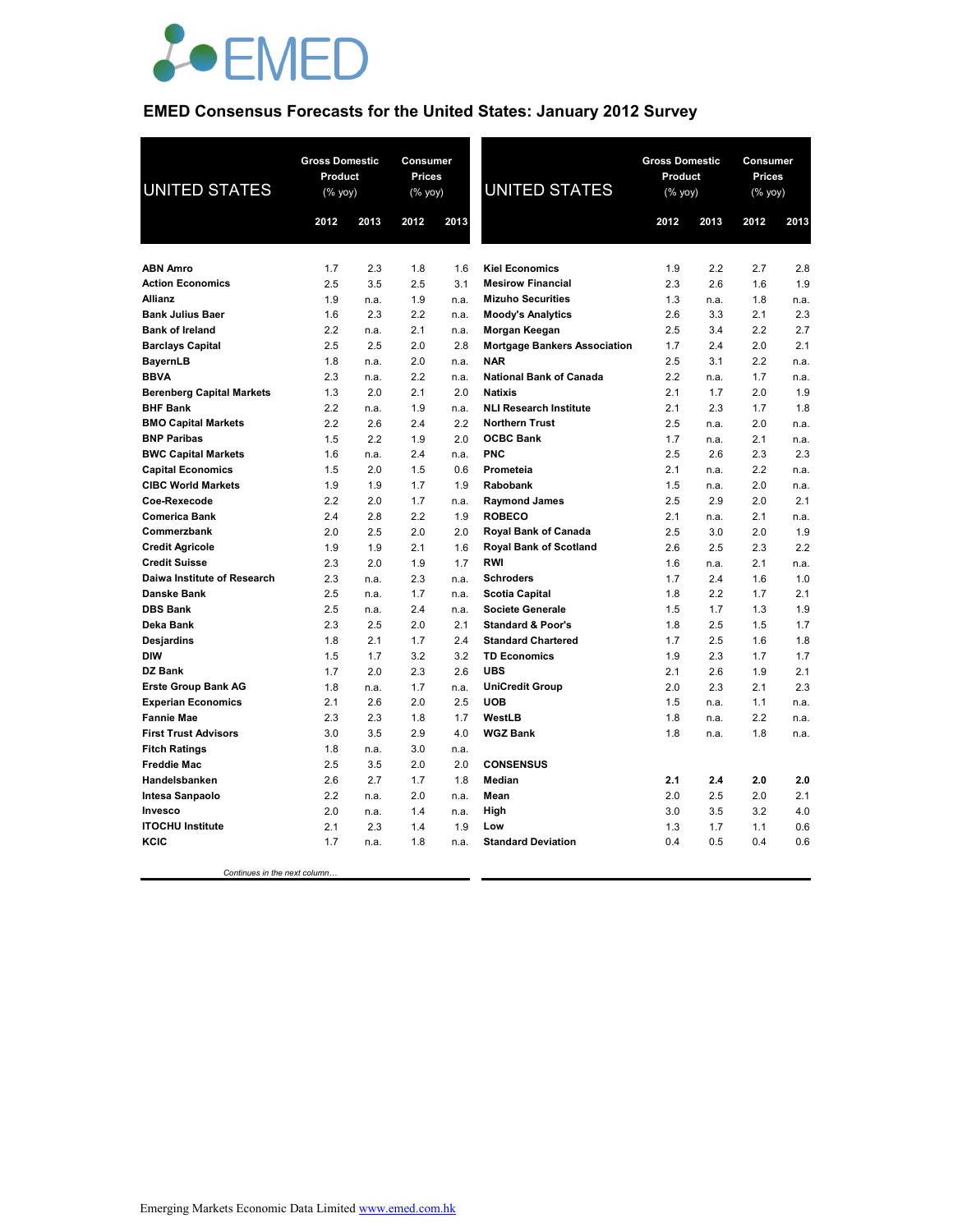# EMED Consensus Forecasts for the United States: January 2012 Survey

| UNITED STATES | Gross Domestic Product (% yoy) | | Consumer Prices (% yoy) | |
|---|---|---|---|---|
| | 2012 | 2013 | 2012 | 2013 |
| **ABN Amro** | 1.7 | 2.3 | 1.8 | 1.6 |
| **Action Economics** | 2.5 | 3.5 | 2.5 | 3.1 |
| **Allianz** | 1.9 | n.a. | 1.9 | n.a. |
| **Bank Julius Baer** | 1.6 | 2.3 | 2.2 | n.a. |
| **Bank of Ireland** | 2.2 | n.a. | 2.1 | n.a. |
| **Barclays Capital** | 2.5 | 2.5 | 2.0 | 2.8 |
| **BayernLB** | 1.8 | n.a. | 2.0 | n.a. |
| **BBVA** | 2.3 | n.a. | 2.2 | n.a. |
| **Berenberg Capital Markets** | 1.3 | 2.0 | 2.1 | 2.0 |
| **BHF Bank** | 2.2 | n.a. | 1.9 | n.a. |
| **BMO Capital Markets** | 2.2 | 2.6 | 2.4 | 2.2 |
| **BNP Paribas** | 1.5 | 2.2 | 1.9 | 2.0 |
| **BWC Capital Markets** | 1.6 | n.a. | 2.4 | n.a. |
| **Capital Economics** | 1.5 | 2.0 | 1.5 | 0.6 |
| **CIBC World Markets** | 1.9 | 1.9 | 1.7 | 1.9 |
| **Coe-Rexecode** | 2.2 | 2.0 | 1.7 | n.a. |
| **Comerica Bank** | 2.4 | 2.8 | 2.2 | 1.9 |
| **Commerzbank** | 2.0 | 2.5 | 2.0 | 2.0 |
| **Credit Agricole** | 1.9 | 1.9 | 2.1 | 1.6 |
| **Credit Suisse** | 2.3 | 2.0 | 1.9 | 1.7 |
| **Daiwa Institute of Research** | 2.3 | n.a. | 2.3 | n.a. |
| **Danske Bank** | 2.5 | n.a. | 1.7 | n.a. |
| **DBS Bank** | 2.5 | n.a. | 2.4 | n.a. |
| **Deka Bank** | 2.3 | 2.5 | 2.0 | 2.1 |
| **Desjardins** | 1.8 | 2.1 | 1.7 | 2.4 |
| **DIW** | 1.5 | 1.7 | 3.2 | 3.2 |
| **DZ Bank** | 1.7 | 2.0 | 2.3 | 2.6 |
| **Erste Group Bank AG** | 1.8 | n.a. | 1.7 | n.a. |
| **Experian Economics** | 2.1 | 2.6 | 2.0 | 2.5 |
| **Fannie Mae** | 2.3 | 2.3 | 1.8 | 1.7 |
| **First Trust Advisors** | 3.0 | 3.5 | 2.9 | 4.0 |
| **Fitch Ratings** | 1.8 | n.a. | 3.0 | n.a. |
| **Freddie Mac** | 2.5 | 3.5 | 2.0 | 2.0 |
| **Handelsbanken** | 2.6 | 2.7 | 1.7 | 1.8 |
| **Intesa Sanpaolo** | 2.2 | n.a. | 2.0 | n.a. |
| **Invesco** | 2.0 | n.a. | 1.4 | n.a. |
| **ITOCHU Institute** | 2.1 | 2.3 | 1.4 | 1.9 |
| **KCIC** | 1.7 | n.a. | 1.8 | n.a. |
| **Kiel Economics** | 1.9 | 2.2 | 2.7 | 2.8 |
| **Mesirow Financial** | 2.3 | 2.6 | 1.6 | 1.9 |
| **Mizuho Securities** | 1.3 | n.a. | 1.8 | n.a. |
| **Moody's Analytics** | 2.6 | 3.3 | 2.1 | 2.3 |
| **Morgan Keegan** | 2.5 | 3.4 | 2.2 | 2.7 |
| **Mortgage Bankers Association** | 1.7 | 2.4 | 2.0 | 2.1 |
| **NAR** | 2.5 | 3.1 | 2.2 | n.a. |
| **National Bank of Canada** | 2.2 | n.a. | 1.7 | n.a. |
| **Natixis** | 2.1 | 1.7 | 2.0 | 1.9 |
| **NLI Research Institute** | 2.1 | 2.3 | 1.7 | 1.8 |
| **Northern Trust** | 2.5 | n.a. | 2.0 | n.a. |
| **OCBC Bank** | 1.7 | n.a. | 2.1 | n.a. |
| **PNC** | 2.5 | 2.6 | 2.3 | 2.3 |
| **Prometeia** | 2.1 | n.a. | 2.2 | n.a. |
| **Rabobank** | 1.5 | n.a. | 2.0 | n.a. |
| **Raymond James** | 2.5 | 2.9 | 2.0 | 2.1 |
| **ROBECO** | 2.1 | n.a. | 2.1 | n.a. |
| **Royal Bank of Canada** | 2.5 | 3.0 | 2.0 | 1.9 |
| **Royal Bank of Scotland** | 2.6 | 2.5 | 2.3 | 2.2 |
| **RWI** | 1.6 | n.a. | 2.1 | n.a. |
| **Schroders** | 1.7 | 2.4 | 1.6 | 1.0 |
| **Scotia Capital** | 1.8 | 2.2 | 1.7 | 2.1 |
| **Societe Generale** | 1.5 | 1.7 | 1.3 | 1.9 |
| **Standard & Poor's** | 1.8 | 2.5 | 1.5 | 1.7 |
| **Standard Chartered** | 1.7 | 2.5 | 1.6 | 1.8 |
| **TD Economics** | 1.9 | 2.3 | 1.7 | 1.7 |
| **UBS** | 2.1 | 2.6 | 1.9 | 2.1 |
| **UniCredit Group** | 2.0 | 2.3 | 2.1 | 2.3 |
| **UOB** | 1.5 | n.a. | 1.1 | n.a. |
| **WestLB** | 1.8 | n.a. | 2.2 | n.a. |
| **WGZ Bank** | 1.8 | n.a. | 1.8 | n.a. |
| **CONSENSUS** | | | | |
| **Median** | **2.1** | **2.4** | **2.0** | **2.0** |
| **Mean** | 2.0 | 2.5 | 2.0 | 2.1 |
| **High** | 3.0 | 3.5 | 3.2 | 4.0 |
| **Low** | 1.3 | 1.7 | 1.1 | 0.6 |
| **Standard Deviation** | 0.4 | 0.5 | 0.4 | 0.6 |

*Continues in the next column…*

Emerging Markets Economic Data Limited www.emed.com.hk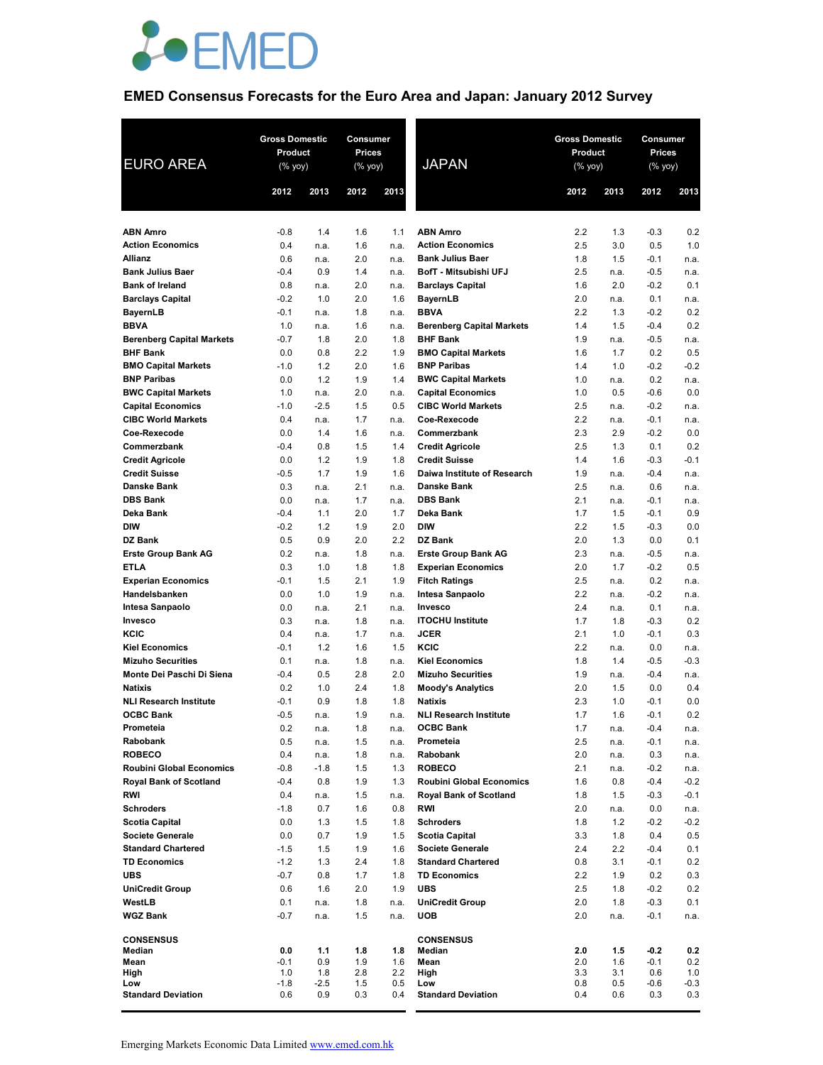EMED

# EMED Consensus Forecasts for the Euro Area and Japan: January 2012 Survey

| EURO AREA | Gross Domestic Product (% yoy) 2012 | Gross Domestic Product (% yoy) 2013 | Consumer Prices (% yoy) 2012 | Consumer Prices (% yoy) 2013 |
|---|---|---|---|---|
| ABN Amro | -0.8 | 1.4 | 1.6 | 1.1 |
| Action Economics | 0.4 | n.a. | 1.6 | n.a. |
| Allianz | 0.6 | n.a. | 2.0 | n.a. |
| Bank Julius Baer | -0.4 | 0.9 | 1.4 | n.a. |
| Bank of Ireland | 0.8 | n.a. | 2.0 | n.a. |
| Barclays Capital | -0.2 | 1.0 | 2.0 | 1.6 |
| BayernLB | -0.1 | n.a. | 1.8 | n.a. |
| BBVA | 1.0 | n.a. | 1.6 | n.a. |
| Berenberg Capital Markets | -0.7 | 1.8 | 2.0 | 1.8 |
| BHF Bank | 0.0 | 0.8 | 2.2 | 1.9 |
| BMO Capital Markets | -1.0 | 1.2 | 2.0 | 1.6 |
| BNP Paribas | 0.0 | 1.2 | 1.9 | 1.4 |
| BWC Capital Markets | 1.0 | n.a. | 2.0 | n.a. |
| Capital Economics | -1.0 | -2.5 | 1.5 | 0.5 |
| CIBC World Markets | 0.4 | n.a. | 1.7 | n.a. |
| Coe-Rexecode | 0.0 | 1.4 | 1.6 | n.a. |
| Commerzbank | -0.4 | 0.8 | 1.5 | 1.4 |
| Credit Agricole | 0.0 | 1.2 | 1.9 | 1.8 |
| Credit Suisse | -0.5 | 1.7 | 1.9 | 1.6 |
| Danske Bank | 0.3 | n.a. | 2.1 | n.a. |
| DBS Bank | 0.0 | n.a. | 1.7 | n.a. |
| Deka Bank | -0.4 | 1.1 | 2.0 | 1.7 |
| DIW | -0.2 | 1.2 | 1.9 | 2.0 |
| DZ Bank | 0.5 | 0.9 | 2.0 | 2.2 |
| Erste Group Bank AG | 0.2 | n.a. | 1.8 | n.a. |
| ETLA | 0.3 | 1.0 | 1.8 | 1.8 |
| Experian Economics | -0.1 | 1.5 | 2.1 | 1.9 |
| Handelsbanken | 0.0 | 1.0 | 1.9 | n.a. |
| Intesa Sanpaolo | 0.0 | n.a. | 2.1 | n.a. |
| Invesco | 0.3 | n.a. | 1.8 | n.a. |
| KCIC | 0.4 | n.a. | 1.7 | n.a. |
| Kiel Economics | -0.1 | 1.2 | 1.6 | 1.5 |
| Mizuho Securities | 0.1 | n.a. | 1.8 | n.a. |
| Monte Dei Paschi Di Siena | -0.4 | 0.5 | 2.8 | 2.0 |
| Natixis | 0.2 | 1.0 | 2.4 | 1.8 |
| NLI Research Institute | -0.1 | 0.9 | 1.8 | 1.8 |
| OCBC Bank | -0.5 | n.a. | 1.9 | n.a. |
| Prometeia | 0.2 | n.a. | 1.8 | n.a. |
| Rabobank | 0.5 | n.a. | 1.5 | n.a. |
| ROBECO | 0.4 | n.a. | 1.8 | n.a. |
| Roubini Global Economics | -0.8 | -1.8 | 1.5 | 1.3 |
| Royal Bank of Scotland | -0.4 | 0.8 | 1.9 | 1.3 |
| RWI | 0.4 | n.a. | 1.5 | n.a. |
| Schroders | -1.8 | 0.7 | 1.6 | 0.8 |
| Scotia Capital | 0.0 | 1.3 | 1.5 | 1.8 |
| Societe Generale | 0.0 | 0.7 | 1.9 | 1.5 |
| Standard Chartered | -1.5 | 1.5 | 1.9 | 1.6 |
| TD Economics | -1.2 | 1.3 | 2.4 | 1.8 |
| UBS | -0.7 | 0.8 | 1.7 | 1.8 |
| UniCredit Group | 0.6 | 1.6 | 2.0 | 1.9 |
| WestLB | 0.1 | n.a. | 1.8 | n.a. |
| WGZ Bank | -0.7 | n.a. | 1.5 | n.a. |
| **CONSENSUS** | | | | |
| **Median** | **0.0** | **1.1** | **1.8** | **1.8** |
| Mean | -0.1 | 0.9 | 1.9 | 1.6 |
| High | 1.0 | 1.8 | 2.8 | 2.2 |
| Low | -1.8 | -2.5 | 1.5 | 0.5 |
| Standard Deviation | 0.6 | 0.9 | 0.3 | 0.4 |

| JAPAN | Gross Domestic Product (% yoy) 2012 | Gross Domestic Product (% yoy) 2013 | Consumer Prices (% yoy) 2012 | Consumer Prices (% yoy) 2013 |
|---|---|---|---|---|
| ABN Amro | 2.2 | 1.3 | -0.3 | 0.2 |
| Action Economics | 2.5 | 3.0 | 0.5 | 1.0 |
| Bank Julius Baer | 1.8 | 1.5 | -0.1 | n.a. |
| BofT - Mitsubishi UFJ | 2.5 | n.a. | -0.5 | n.a. |
| Barclays Capital | 1.6 | 2.0 | -0.2 | 0.1 |
| BayernLB | 2.0 | n.a. | 0.1 | n.a. |
| BBVA | 2.2 | 1.3 | -0.2 | 0.2 |
| Berenberg Capital Markets | 1.4 | 1.5 | -0.4 | 0.2 |
| BHF Bank | 1.9 | n.a. | -0.5 | n.a. |
| BMO Capital Markets | 1.6 | 1.7 | 0.2 | 0.5 |
| BNP Paribas | 1.4 | 1.0 | -0.2 | -0.2 |
| BWC Capital Markets | 1.0 | n.a. | 0.2 | n.a. |
| Capital Economics | 1.0 | 0.5 | -0.6 | 0.0 |
| CIBC World Markets | 2.5 | n.a. | -0.2 | n.a. |
| Coe-Rexecode | 2.2 | n.a. | -0.1 | n.a. |
| Commerzbank | 2.3 | 2.9 | -0.2 | 0.0 |
| Credit Agricole | 2.5 | 1.3 | 0.1 | 0.2 |
| Credit Suisse | 1.4 | 1.6 | -0.3 | -0.1 |
| Daiwa Institute of Research | 1.9 | n.a. | -0.4 | n.a. |
| Danske Bank | 2.5 | n.a. | 0.6 | n.a. |
| DBS Bank | 2.1 | n.a. | -0.1 | n.a. |
| Deka Bank | 1.7 | 1.5 | -0.1 | 0.9 |
| DIW | 2.2 | 1.5 | -0.3 | 0.0 |
| DZ Bank | 2.0 | 1.3 | 0.0 | 0.1 |
| Erste Group Bank AG | 2.3 | n.a. | -0.5 | n.a. |
| Experian Economics | 2.0 | 1.7 | -0.2 | 0.5 |
| Fitch Ratings | 2.5 | n.a. | 0.2 | n.a. |
| Intesa Sanpaolo | 2.2 | n.a. | -0.2 | n.a. |
| Invesco | 2.4 | n.a. | 0.1 | n.a. |
| ITOCHU Institute | 1.7 | 1.8 | -0.3 | 0.2 |
| JCER | 2.1 | 1.0 | -0.1 | 0.3 |
| KCIC | 2.2 | n.a. | 0.0 | n.a. |
| Kiel Economics | 1.8 | 1.4 | -0.5 | -0.3 |
| Mizuho Securities | 1.9 | n.a. | -0.4 | n.a. |
| Moody's Analytics | 2.0 | 1.5 | 0.0 | 0.4 |
| Natixis | 2.3 | 1.0 | -0.1 | 0.0 |
| NLI Research Institute | 1.7 | 1.6 | -0.1 | 0.2 |
| OCBC Bank | 1.7 | n.a. | -0.4 | n.a. |
| Prometeia | 2.5 | n.a. | -0.1 | n.a. |
| Rabobank | 2.0 | n.a. | 0.3 | n.a. |
| ROBECO | 2.1 | n.a. | -0.2 | n.a. |
| Roubini Global Economics | 1.6 | 0.8 | -0.4 | -0.2 |
| Royal Bank of Scotland | 1.8 | 1.5 | -0.3 | -0.1 |
| RWI | 2.0 | n.a. | 0.0 | n.a. |
| Schroders | 1.8 | 1.2 | -0.2 | -0.2 |
| Scotia Capital | 3.3 | 1.8 | 0.4 | 0.5 |
| Societe Generale | 2.4 | 2.2 | -0.4 | 0.1 |
| Standard Chartered | 0.8 | 3.1 | -0.1 | 0.2 |
| TD Economics | 2.2 | 1.9 | 0.2 | 0.3 |
| UBS | 2.5 | 1.8 | -0.2 | 0.2 |
| UniCredit Group | 2.0 | 1.8 | -0.3 | 0.1 |
| UOB | 2.0 | n.a. | -0.1 | n.a. |
| **CONSENSUS** | | | | |
| **Median** | **2.0** | **1.5** | **-0.2** | **0.2** |
| Mean | 2.0 | 1.6 | -0.1 | 0.2 |
| High | 3.3 | 3.1 | 0.6 | 1.0 |
| Low | 0.8 | 0.5 | -0.6 | -0.3 |
| Standard Deviation | 0.4 | 0.6 | 0.3 | 0.3 |

Emerging Markets Economic Data Limited [www.emed.com.hk](http://www.emed.com.hk)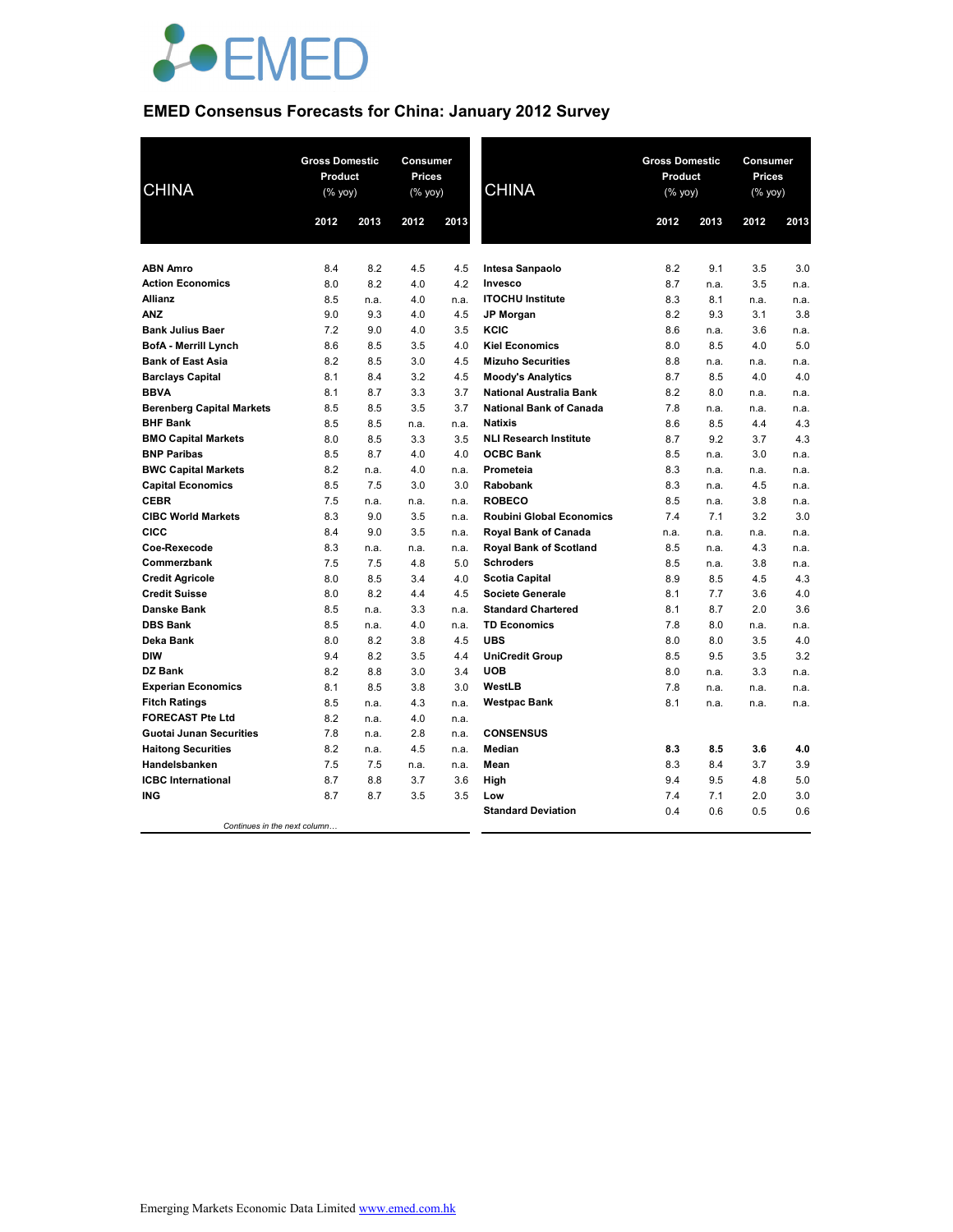# EMED Consensus Forecasts for China: January 2012 Survey

| CHINA | Gross Domestic Product (% yoy) | | Consumer Prices (% yoy) | |
|---|---|---|---|---|
| | 2012 | 2013 | 2012 | 2013 |
| **ABN Amro** | 8.4 | 8.2 | 4.5 | 4.5 |
| **Action Economics** | 8.0 | 8.2 | 4.0 | 4.2 |
| **Allianz** | 8.5 | n.a. | 4.0 | n.a. |
| **ANZ** | 9.0 | 9.3 | 4.0 | 4.5 |
| **Bank Julius Baer** | 7.2 | 9.0 | 4.0 | 3.5 |
| **BofA - Merrill Lynch** | 8.6 | 8.5 | 3.5 | 4.0 |
| **Bank of East Asia** | 8.2 | 8.5 | 3.0 | 4.5 |
| **Barclays Capital** | 8.1 | 8.4 | 3.2 | 4.5 |
| **BBVA** | 8.1 | 8.7 | 3.3 | 3.7 |
| **Berenberg Capital Markets** | 8.5 | 8.5 | 3.5 | 3.7 |
| **BHF Bank** | 8.5 | 8.5 | n.a. | n.a. |
| **BMO Capital Markets** | 8.0 | 8.5 | 3.3 | 3.5 |
| **BNP Paribas** | 8.5 | 8.7 | 4.0 | 4.0 |
| **BWC Capital Markets** | 8.2 | n.a. | 4.0 | n.a. |
| **Capital Economics** | 8.5 | 7.5 | 3.0 | 3.0 |
| **CEBR** | 7.5 | n.a. | n.a. | n.a. |
| **CIBC World Markets** | 8.3 | 9.0 | 3.5 | n.a. |
| **CICC** | 8.4 | 9.0 | 3.5 | n.a. |
| **Coe-Rexecode** | 8.3 | n.a. | n.a. | n.a. |
| **Commerzbank** | 7.5 | 7.5 | 4.8 | 5.0 |
| **Credit Agricole** | 8.0 | 8.5 | 3.4 | 4.0 |
| **Credit Suisse** | 8.0 | 8.2 | 4.4 | 4.5 |
| **Danske Bank** | 8.5 | n.a. | 3.3 | n.a. |
| **DBS Bank** | 8.5 | n.a. | 4.0 | n.a. |
| **Deka Bank** | 8.0 | 8.2 | 3.8 | 4.5 |
| **DIW** | 9.4 | 8.2 | 3.5 | 4.4 |
| **DZ Bank** | 8.2 | 8.8 | 3.0 | 3.4 |
| **Experian Economics** | 8.1 | 8.5 | 3.8 | 3.0 |
| **Fitch Ratings** | 8.5 | n.a. | 4.3 | n.a. |
| **FORECAST Pte Ltd** | 8.2 | n.a. | 4.0 | n.a. |
| **Guotai Junan Securities** | 7.8 | n.a. | 2.8 | n.a. |
| **Haitong Securities** | 8.2 | n.a. | 4.5 | n.a. |
| **Handelsbanken** | 7.5 | 7.5 | n.a. | n.a. |
| **ICBC International** | 8.7 | 8.8 | 3.7 | 3.6 |
| **ING** | 8.7 | 8.7 | 3.5 | 3.5 |
| **Intesa Sanpaolo** | 8.2 | 9.1 | 3.5 | 3.0 |
| **Invesco** | 8.7 | n.a. | 3.5 | n.a. |
| **ITOCHU Institute** | 8.3 | 8.1 | n.a. | n.a. |
| **JP Morgan** | 8.2 | 9.3 | 3.1 | 3.8 |
| **KCIC** | 8.6 | n.a. | 3.6 | n.a. |
| **Kiel Economics** | 8.0 | 8.5 | 4.0 | 5.0 |
| **Mizuho Securities** | 8.8 | n.a. | n.a. | n.a. |
| **Moody's Analytics** | 8.7 | 8.5 | 4.0 | 4.0 |
| **National Australia Bank** | 8.2 | 8.0 | n.a. | n.a. |
| **National Bank of Canada** | 7.8 | n.a. | n.a. | n.a. |
| **Natixis** | 8.6 | 8.5 | 4.4 | 4.3 |
| **NLI Research Institute** | 8.7 | 9.2 | 3.7 | 4.3 |
| **OCBC Bank** | 8.5 | n.a. | 3.0 | n.a. |
| **Prometeia** | 8.3 | n.a. | n.a. | n.a. |
| **Rabobank** | 8.3 | n.a. | 4.5 | n.a. |
| **ROBECO** | 8.5 | n.a. | 3.8 | n.a. |
| **Roubini Global Economics** | 7.4 | 7.1 | 3.2 | 3.0 |
| **Royal Bank of Canada** | n.a. | n.a. | n.a. | n.a. |
| **Royal Bank of Scotland** | 8.5 | n.a. | 4.3 | n.a. |
| **Schroders** | 8.5 | n.a. | 3.8 | n.a. |
| **Scotia Capital** | 8.9 | 8.5 | 4.5 | 4.3 |
| **Societe Generale** | 8.1 | 7.7 | 3.6 | 4.0 |
| **Standard Chartered** | 8.1 | 8.7 | 2.0 | 3.6 |
| **TD Economics** | 7.8 | 8.0 | n.a. | n.a. |
| **UBS** | 8.0 | 8.0 | 3.5 | 4.0 |
| **UniCredit Group** | 8.5 | 9.5 | 3.5 | 3.2 |
| **UOB** | 8.0 | n.a. | 3.3 | n.a. |
| **WestLB** | 7.8 | n.a. | n.a. | n.a. |
| **Westpac Bank** | 8.1 | n.a. | n.a. | n.a. |
| **CONSENSUS** | | | | |
| **Median** | **8.3** | **8.5** | **3.6** | **4.0** |
| **Mean** | 8.3 | 8.4 | 3.7 | 3.9 |
| **High** | 9.4 | 9.5 | 4.8 | 5.0 |
| **Low** | 7.4 | 7.1 | 2.0 | 3.0 |
| **Standard Deviation** | 0.4 | 0.6 | 0.5 | 0.6 |

Emerging Markets Economic Data Limited www.emed.com.hk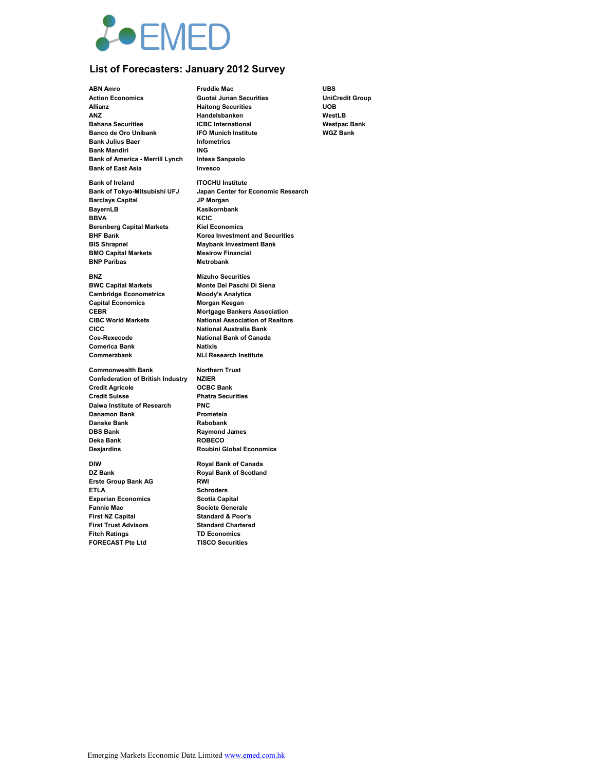EMED

## List of Forecasters: January 2012 Survey

ABN Amro
Action Economics
Allianz
ANZ
Bahana Securities
Banco de Oro Unibank
Bank Julius Baer
Bank Mandiri
Bank of America - Merrill Lynch
Bank of East Asia

Bank of Ireland
Bank of Tokyo-Mitsubishi UFJ
Barclays Capital
BayernLB
BBVA
Berenberg Capital Markets
BHF Bank
BIS Shrapnel
BMO Capital Markets
BNP Paribas

BNZ
BWC Capital Markets
Cambridge Econometrics
Capital Economics
CEBR
CIBC World Markets
CICC
Coe-Rexecode
Comerica Bank
Commerzbank

Commonwealth Bank
Confederation of British Industry
Credit Agricole
Credit Suisse
Daiwa Institute of Research
Danamon Bank
Danske Bank
DBS Bank
Deka Bank
Desjardins

DIW
DZ Bank
Erste Group Bank AG
ETLA
Experian Economics
Fannie Mae
First NZ Capital
First Trust Advisors
Fitch Ratings
FORECAST Pte Ltd

Freddie Mac
Guotai Junan Securities
Haitong Securities
Handelsbanken
ICBC International
IFO Munich Institute
Infometrics
ING
Intesa Sanpaolo
Invesco

ITOCHU Institute
Japan Center for Economic Research
JP Morgan
Kasikornbank
KCIC
Kiel Economics
Korea Investment and Securities
Maybank Investment Bank
Mesirow Financial
Metrobank

Mizuho Securities
Monte Dei Paschi Di Siena
Moody's Analytics
Morgan Keegan
Mortgage Bankers Association
National Association of Realtors
National Australia Bank
National Bank of Canada
Natixis
NLI Research Institute

Northern Trust
NZIER
OCBC Bank
Phatra Securities
PNC
Prometeia
Rabobank
Raymond James
ROBECO
Roubini Global Economics

Royal Bank of Canada
Royal Bank of Scotland
RWI
Schroders
Scotia Capital
Societe Generale
Standard & Poor's
Standard Chartered
TD Economics
TISCO Securities

UBS
UniCredit Group
UOB
WestLB
Westpac Bank
WGZ Bank

Emerging Markets Economic Data Limited www.emed.com.hk